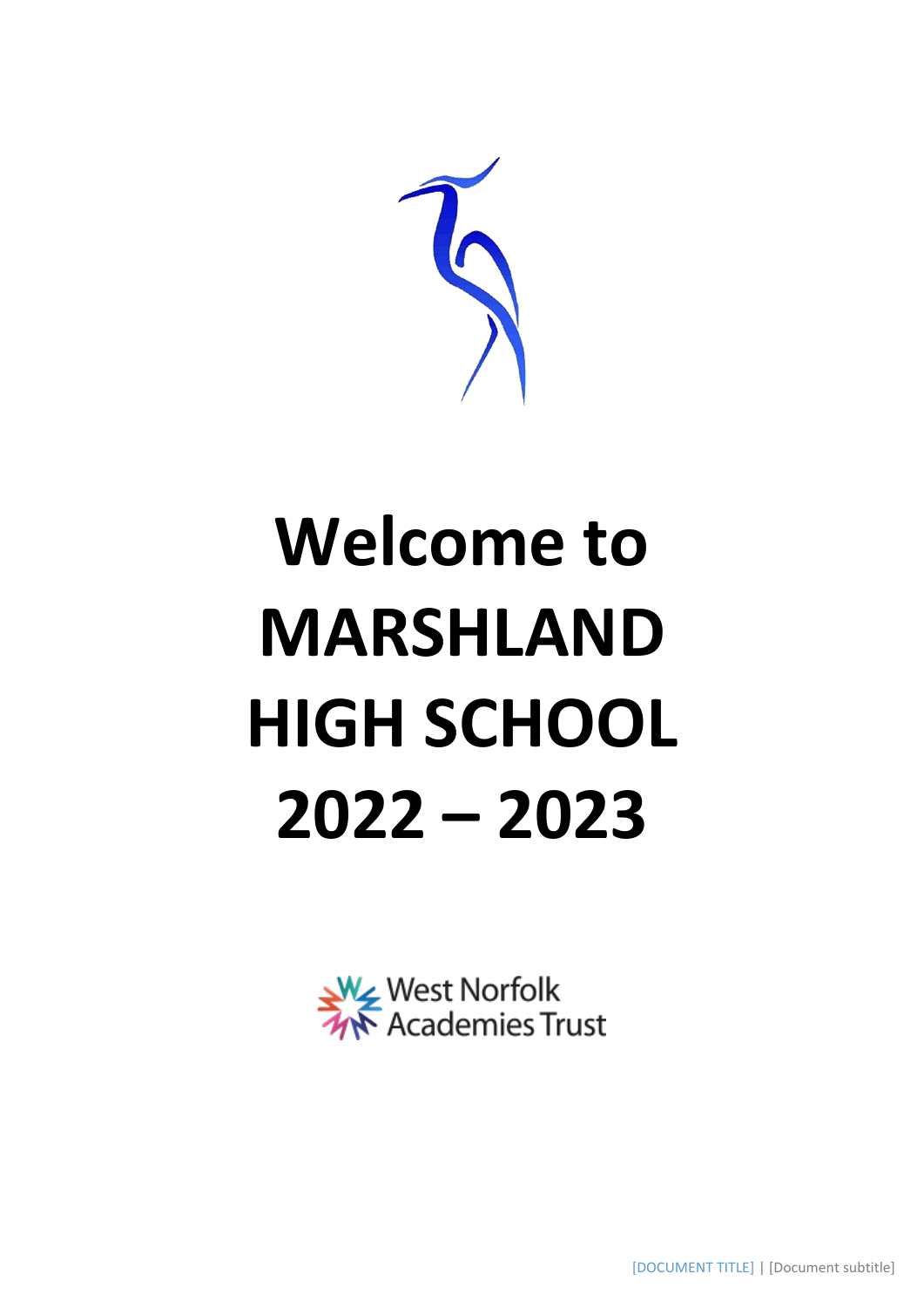# Welcome to MARSHLAND HIGH SCHOOL 2022 – 2023

West Norfolk Academies Trust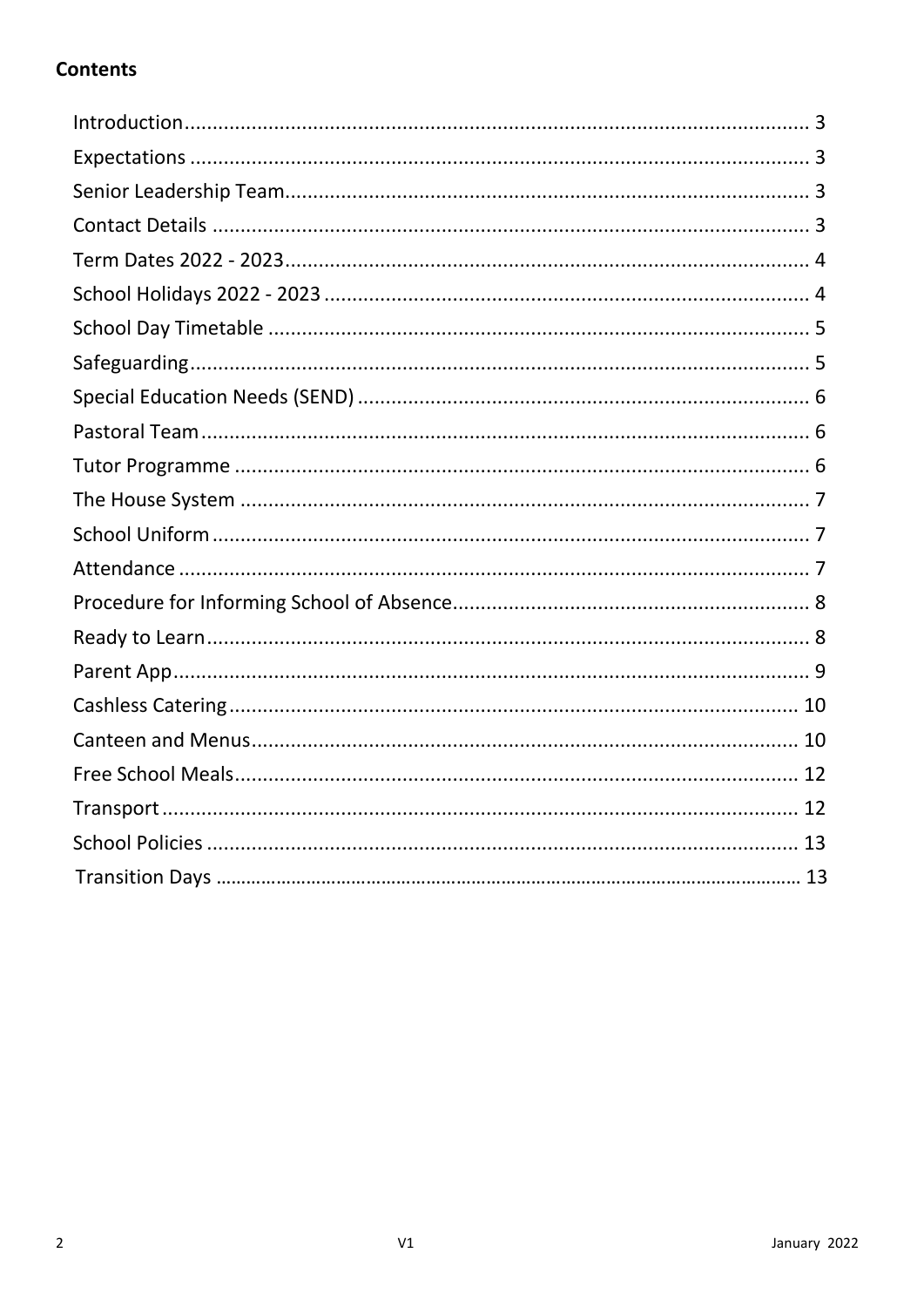**Contents**

| | |
|---|---|
| Introduction | 3 |
| Expectations | 3 |
| Senior Leadership Team | 3 |
| Contact Details | 3 |
| Term Dates 2022 - 2023 | 4 |
| School Holidays 2022 - 2023 | 4 |
| School Day Timetable | 5 |
| Safeguarding | 5 |
| Special Education Needs (SEND) | 6 |
| Pastoral Team | 6 |
| Tutor Programme | 6 |
| The House System | 7 |
| School Uniform | 7 |
| Attendance | 7 |
| Procedure for Informing School of Absence | 8 |
| Ready to Learn | 8 |
| Parent App | 9 |
| Cashless Catering | 10 |
| Canteen and Menus | 10 |
| Free School Meals | 12 |
| Transport | 12 |
| School Policies | 13 |
| Transition Days | 13 |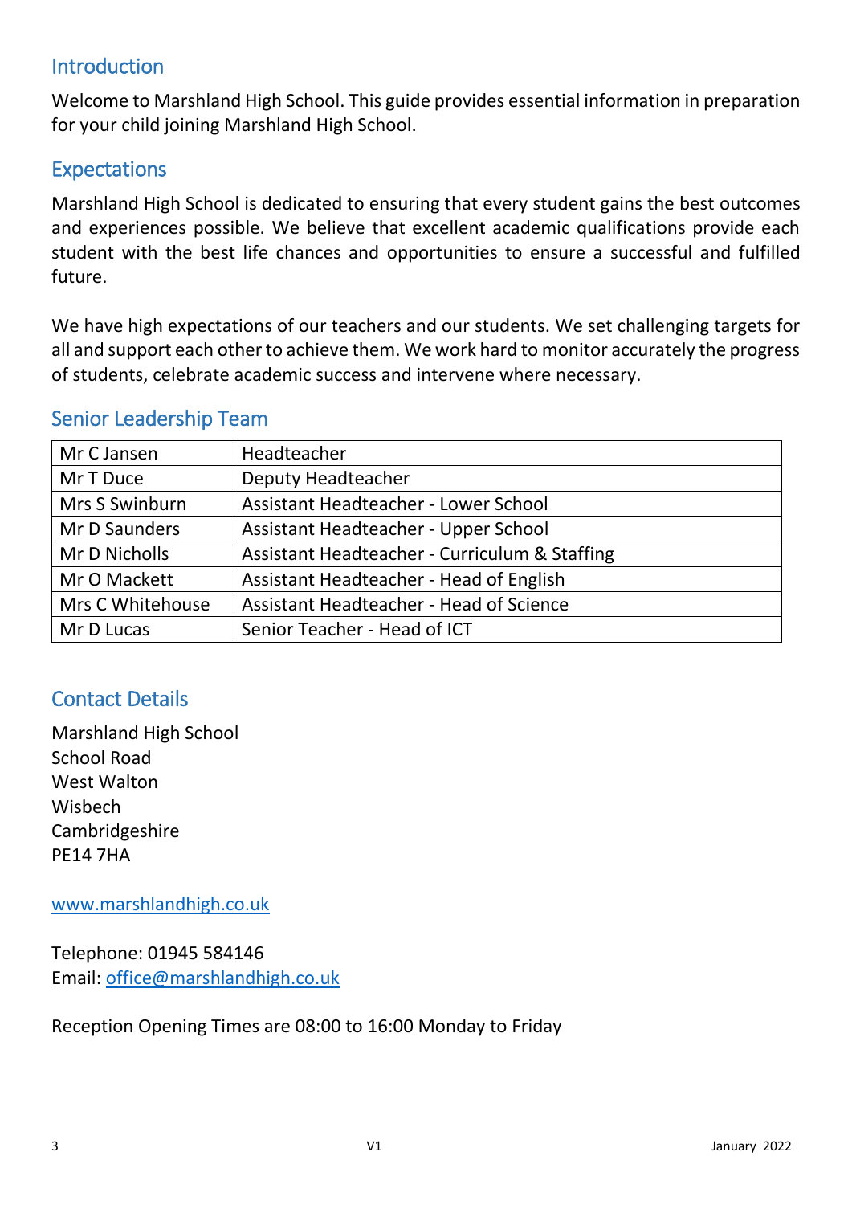## Introduction

Welcome to Marshland High School. This guide provides essential information in preparation for your child joining Marshland High School.

## Expectations

Marshland High School is dedicated to ensuring that every student gains the best outcomes and experiences possible. We believe that excellent academic qualifications provide each student with the best life chances and opportunities to ensure a successful and fulfilled future.

We have high expectations of our teachers and our students. We set challenging targets for all and support each other to achieve them. We work hard to monitor accurately the progress of students, celebrate academic success and intervene where necessary.

## Senior Leadership Team

| | |
|---|---|
| Mr C Jansen | Headteacher |
| Mr T Duce | Deputy Headteacher |
| Mrs S Swinburn | Assistant Headteacher - Lower School |
| Mr D Saunders | Assistant Headteacher - Upper School |
| Mr D Nicholls | Assistant Headteacher - Curriculum & Staffing |
| Mr O Mackett | Assistant Headteacher - Head of English |
| Mrs C Whitehouse | Assistant Headteacher - Head of Science |
| Mr D Lucas | Senior Teacher - Head of ICT |

## Contact Details

Marshland High School
School Road
West Walton
Wisbech
Cambridgeshire
PE14 7HA

www.marshlandhigh.co.uk

Telephone: 01945 584146
Email: office@marshlandhigh.co.uk

Reception Opening Times are 08:00 to 16:00 Monday to Friday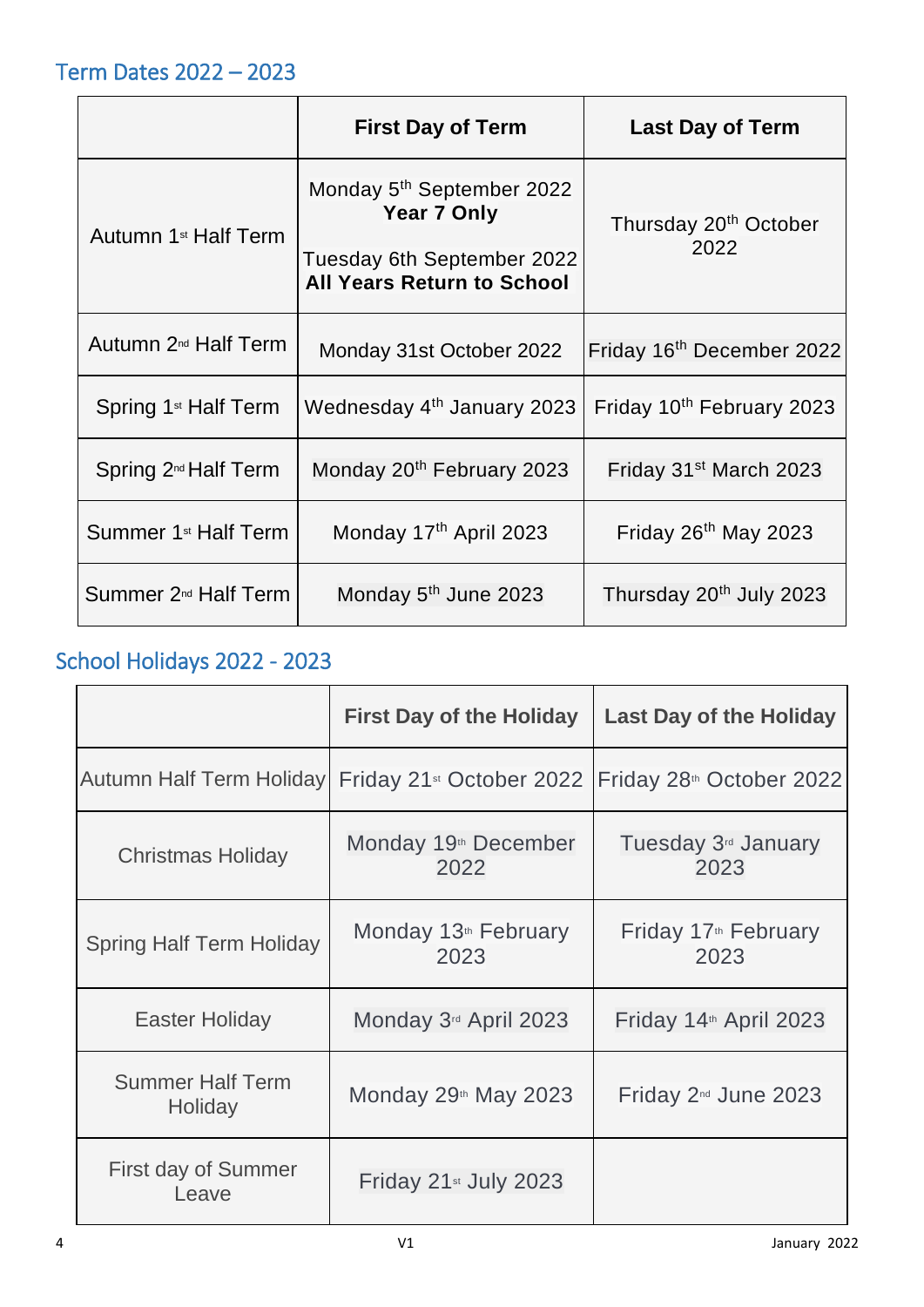## Term Dates 2022 – 2023

| | First Day of Term | Last Day of Term |
|---|---|---|
| Autumn 1st Half Term | Monday 5th September 2022 **Year 7 Only**<br><br>Tuesday 6th September 2022 **All Years Return to School** | Thursday 20th October 2022 |
| Autumn 2nd Half Term | Monday 31st October 2022 | Friday 16th December 2022 |
| Spring 1st Half Term | Wednesday 4th January 2023 | Friday 10th February 2023 |
| Spring 2nd Half Term | Monday 20th February 2023 | Friday 31st March 2023 |
| Summer 1st Half Term | Monday 17th April 2023 | Friday 26th May 2023 |
| Summer 2nd Half Term | Monday 5th June 2023 | Thursday 20th July 2023 |

## School Holidays 2022 - 2023

| | First Day of the Holiday | Last Day of the Holiday |
|---|---|---|
| Autumn Half Term Holiday | Friday 21st October 2022 | Friday 28th October 2022 |
| Christmas Holiday | Monday 19th December 2022 | Tuesday 3rd January 2023 |
| Spring Half Term Holiday | Monday 13th February 2023 | Friday 17th February 2023 |
| Easter Holiday | Monday 3rd April 2023 | Friday 14th April 2023 |
| Summer Half Term Holiday | Monday 29th May 2023 | Friday 2nd June 2023 |
| First day of Summer Leave | Friday 21st July 2023 | |

V1 January 2022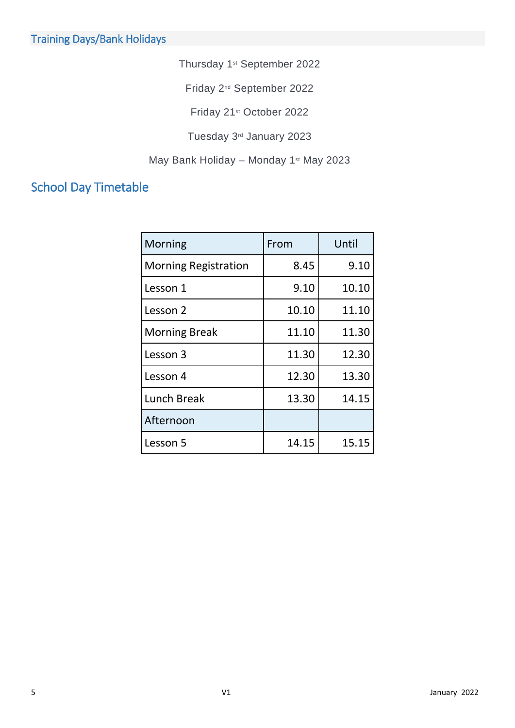## Training Days/Bank Holidays

Thursday 1st September 2022

Friday 2nd September 2022

Friday 21st October 2022

Tuesday 3rd January 2023

May Bank Holiday – Monday 1st May 2023

## School Day Timetable

| Morning | From | Until |
|---|---|---|
| Morning Registration | 8.45 | 9.10 |
| Lesson 1 | 9.10 | 10.10 |
| Lesson 2 | 10.10 | 11.10 |
| Morning Break | 11.10 | 11.30 |
| Lesson 3 | 11.30 | 12.30 |
| Lesson 4 | 12.30 | 13.30 |
| Lunch Break | 13.30 | 14.15 |
| Afternoon | | |
| Lesson 5 | 14.15 | 15.15 |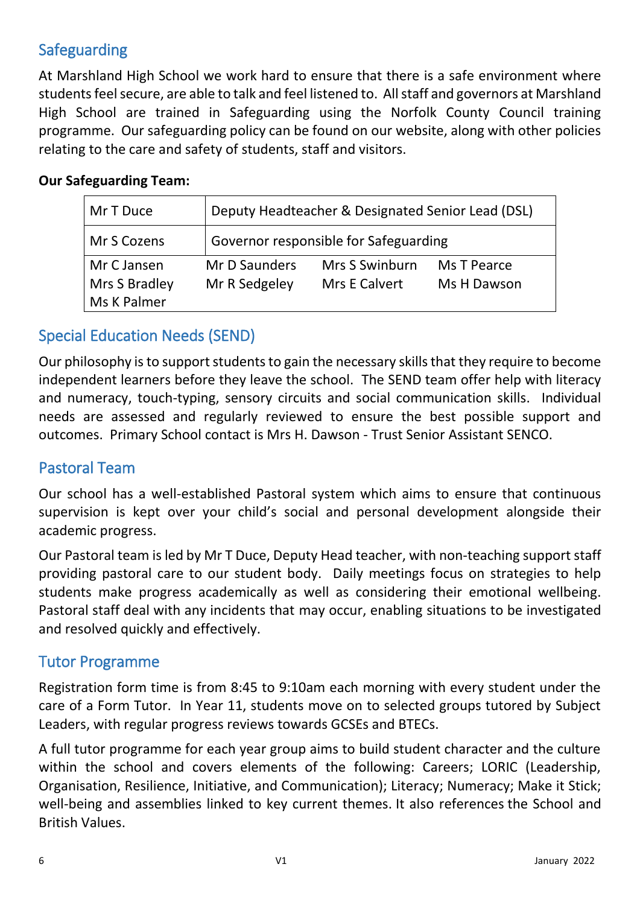## Safeguarding

At Marshland High School we work hard to ensure that there is a safe environment where students feel secure, are able to talk and feel listened to. All staff and governors at Marshland High School are trained in Safeguarding using the Norfolk County Council training programme. Our safeguarding policy can be found on our website, along with other policies relating to the care and safety of students, staff and visitors.

**Our Safeguarding Team:**

| | | | |
|---|---|---|---|
| Mr T Duce | Deputy Headteacher & Designated Senior Lead (DSL) | | |
| Mr S Cozens | Governor responsible for Safeguarding | | |
| Mr C Jansen | Mr D Saunders | Mrs S Swinburn | Ms T Pearce |
| Mrs S Bradley | Mr R Sedgeley | Mrs E Calvert | Ms H Dawson |
| Ms K Palmer | | | |

## Special Education Needs (SEND)

Our philosophy is to support students to gain the necessary skills that they require to become independent learners before they leave the school. The SEND team offer help with literacy and numeracy, touch-typing, sensory circuits and social communication skills. Individual needs are assessed and regularly reviewed to ensure the best possible support and outcomes. Primary School contact is Mrs H. Dawson - Trust Senior Assistant SENCO.

## Pastoral Team

Our school has a well-established Pastoral system which aims to ensure that continuous supervision is kept over your child's social and personal development alongside their academic progress.

Our Pastoral team is led by Mr T Duce, Deputy Head teacher, with non-teaching support staff providing pastoral care to our student body. Daily meetings focus on strategies to help students make progress academically as well as considering their emotional wellbeing. Pastoral staff deal with any incidents that may occur, enabling situations to be investigated and resolved quickly and effectively.

## Tutor Programme

Registration form time is from 8:45 to 9:10am each morning with every student under the care of a Form Tutor. In Year 11, students move on to selected groups tutored by Subject Leaders, with regular progress reviews towards GCSEs and BTECs.

A full tutor programme for each year group aims to build student character and the culture within the school and covers elements of the following: Careers; LORIC (Leadership, Organisation, Resilience, Initiative, and Communication); Literacy; Numeracy; Make it Stick; well-being and assemblies linked to key current themes. It also references the School and British Values.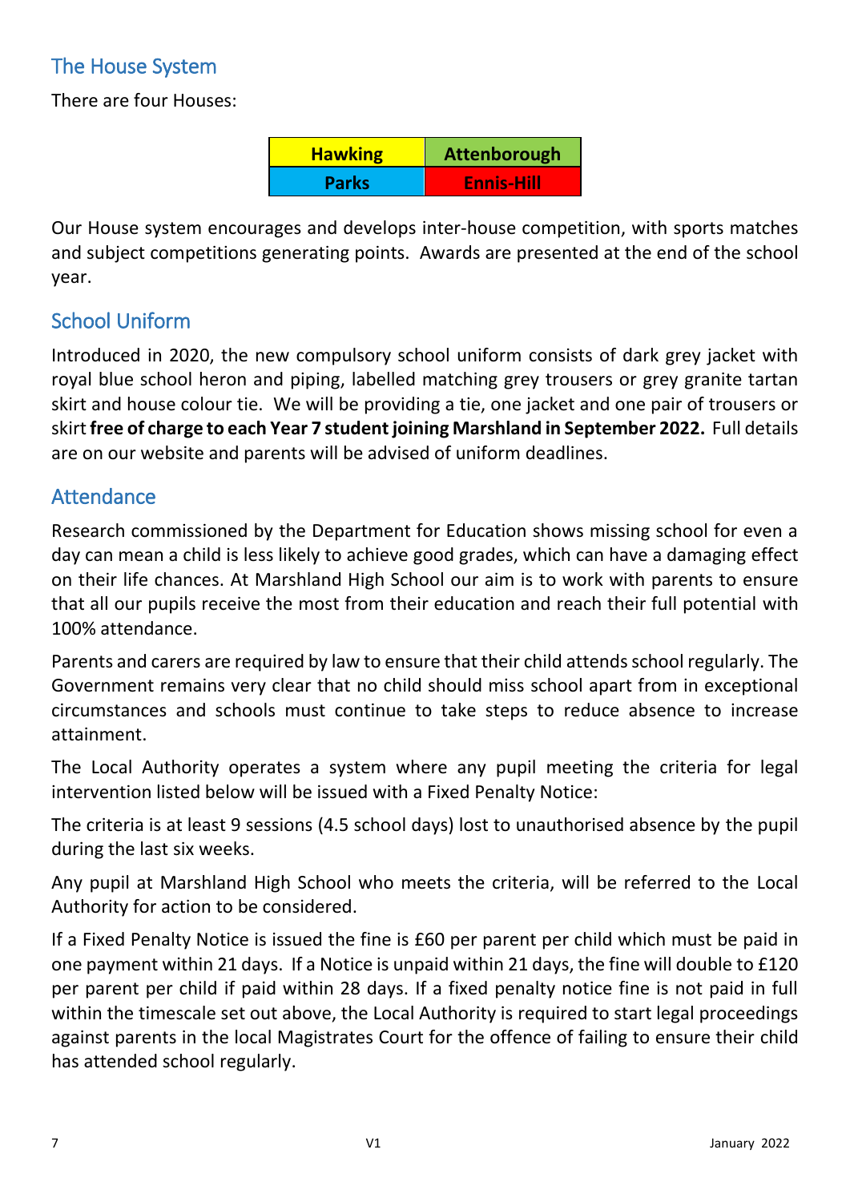## The House System

There are four Houses:

| Hawking | Attenborough |
|---|---|
| Parks | Ennis-Hill |

Our House system encourages and develops inter-house competition, with sports matches and subject competitions generating points. Awards are presented at the end of the school year.

## School Uniform

Introduced in 2020, the new compulsory school uniform consists of dark grey jacket with royal blue school heron and piping, labelled matching grey trousers or grey granite tartan skirt and house colour tie. We will be providing a tie, one jacket and one pair of trousers or skirt **free of charge to each Year 7 student joining Marshland in September 2022.** Full details are on our website and parents will be advised of uniform deadlines.

## Attendance

Research commissioned by the Department for Education shows missing school for even a day can mean a child is less likely to achieve good grades, which can have a damaging effect on their life chances. At Marshland High School our aim is to work with parents to ensure that all our pupils receive the most from their education and reach their full potential with 100% attendance.

Parents and carers are required by law to ensure that their child attends school regularly. The Government remains very clear that no child should miss school apart from in exceptional circumstances and schools must continue to take steps to reduce absence to increase attainment.

The Local Authority operates a system where any pupil meeting the criteria for legal intervention listed below will be issued with a Fixed Penalty Notice:

The criteria is at least 9 sessions (4.5 school days) lost to unauthorised absence by the pupil during the last six weeks.

Any pupil at Marshland High School who meets the criteria, will be referred to the Local Authority for action to be considered.

If a Fixed Penalty Notice is issued the fine is £60 per parent per child which must be paid in one payment within 21 days. If a Notice is unpaid within 21 days, the fine will double to £120 per parent per child if paid within 28 days. If a fixed penalty notice fine is not paid in full within the timescale set out above, the Local Authority is required to start legal proceedings against parents in the local Magistrates Court for the offence of failing to ensure their child has attended school regularly.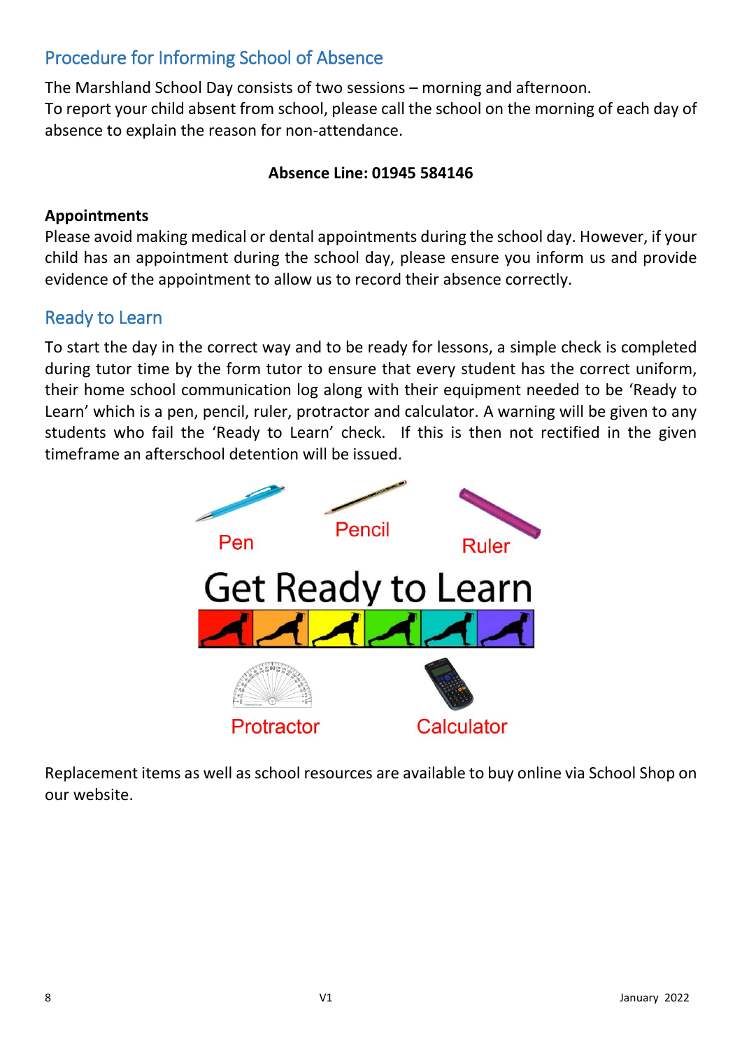## Procedure for Informing School of Absence

The Marshland School Day consists of two sessions – morning and afternoon.
To report your child absent from school, please call the school on the morning of each day of absence to explain the reason for non-attendance.

**Absence Line: 01945 584146**

**Appointments**
Please avoid making medical or dental appointments during the school day. However, if your child has an appointment during the school day, please ensure you inform us and provide evidence of the appointment to allow us to record their absence correctly.

## Ready to Learn

To start the day in the correct way and to be ready for lessons, a simple check is completed during tutor time by the form tutor to ensure that every student has the correct uniform, their home school communication log along with their equipment needed to be 'Ready to Learn' which is a pen, pencil, ruler, protractor and calculator. A warning will be given to any students who fail the 'Ready to Learn' check. If this is then not rectified in the given timeframe an afterschool detention will be issued.

Pen
Pencil
Ruler

Get Ready to Learn

Protractor
Calculator

Replacement items as well as school resources are available to buy online via School Shop on our website.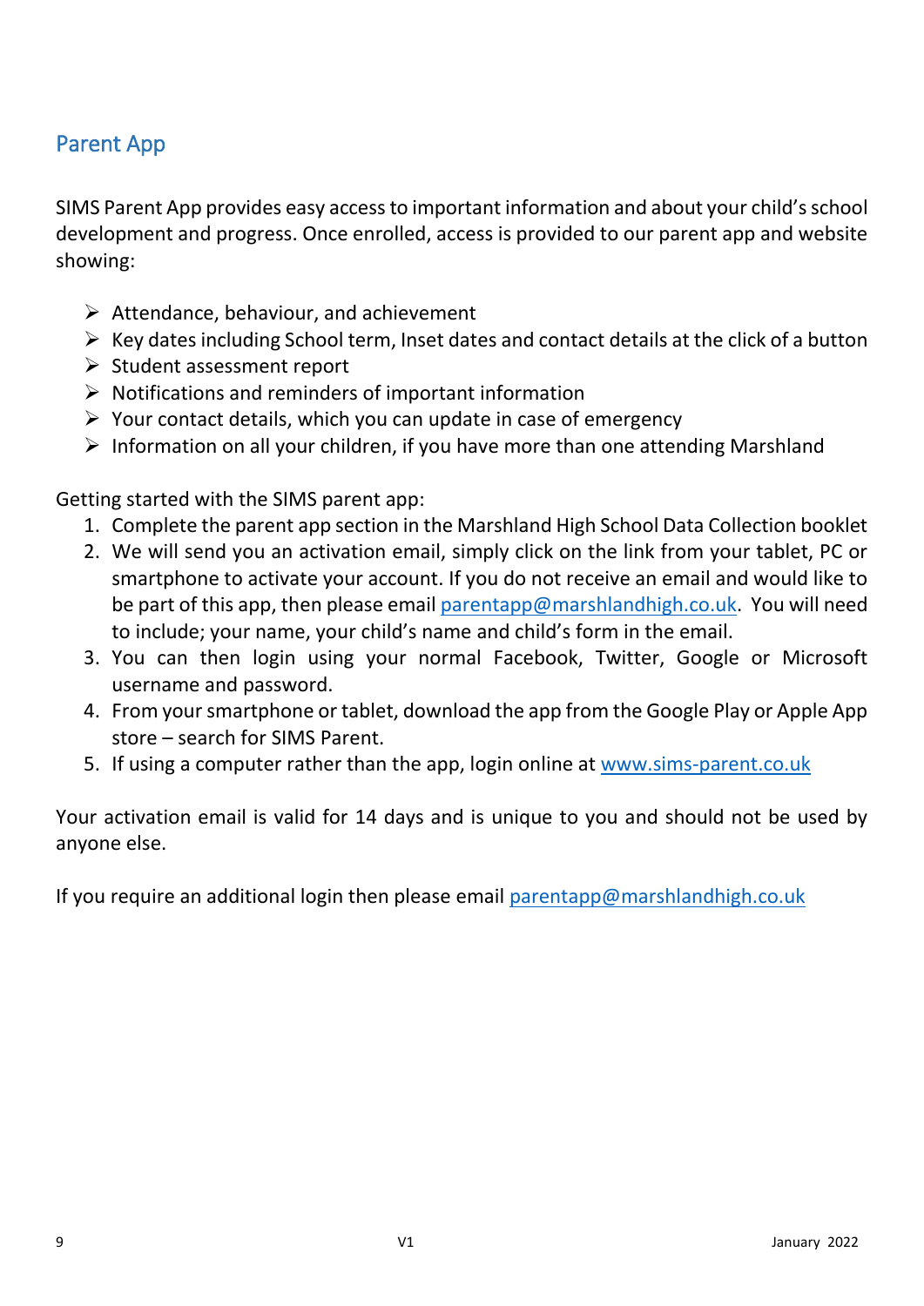## Parent App

SIMS Parent App provides easy access to important information and about your child's school development and progress. Once enrolled, access is provided to our parent app and website showing:

- Attendance, behaviour, and achievement
- Key dates including School term, Inset dates and contact details at the click of a button
- Student assessment report
- Notifications and reminders of important information
- Your contact details, which you can update in case of emergency
- Information on all your children, if you have more than one attending Marshland

Getting started with the SIMS parent app:

1. Complete the parent app section in the Marshland High School Data Collection booklet
2. We will send you an activation email, simply click on the link from your tablet, PC or smartphone to activate your account. If you do not receive an email and would like to be part of this app, then please email parentapp@marshlandhigh.co.uk. You will need to include; your name, your child's name and child's form in the email.
3. You can then login using your normal Facebook, Twitter, Google or Microsoft username and password.
4. From your smartphone or tablet, download the app from the Google Play or Apple App store – search for SIMS Parent.
5. If using a computer rather than the app, login online at www.sims-parent.co.uk

Your activation email is valid for 14 days and is unique to you and should not be used by anyone else.

If you require an additional login then please email parentapp@marshlandhigh.co.uk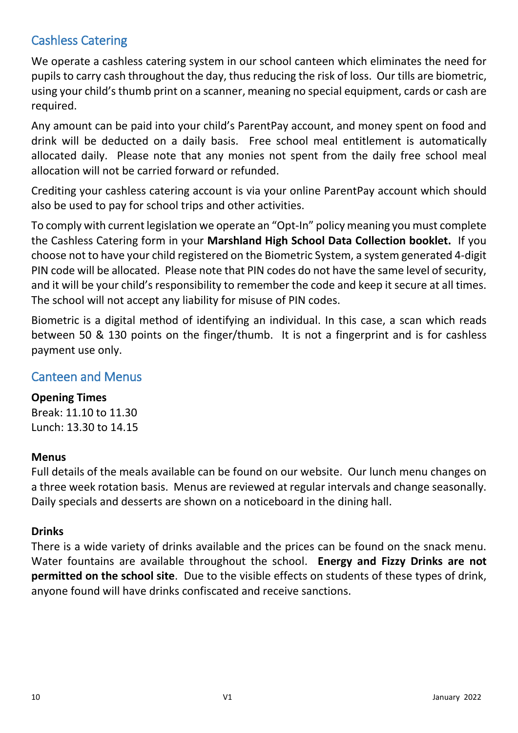## Cashless Catering

We operate a cashless catering system in our school canteen which eliminates the need for pupils to carry cash throughout the day, thus reducing the risk of loss. Our tills are biometric, using your child's thumb print on a scanner, meaning no special equipment, cards or cash are required.

Any amount can be paid into your child's ParentPay account, and money spent on food and drink will be deducted on a daily basis. Free school meal entitlement is automatically allocated daily. Please note that any monies not spent from the daily free school meal allocation will not be carried forward or refunded.

Crediting your cashless catering account is via your online ParentPay account which should also be used to pay for school trips and other activities.

To comply with current legislation we operate an "Opt-In" policy meaning you must complete the Cashless Catering form in your **Marshland High School Data Collection booklet.** If you choose not to have your child registered on the Biometric System, a system generated 4-digit PIN code will be allocated. Please note that PIN codes do not have the same level of security, and it will be your child's responsibility to remember the code and keep it secure at all times. The school will not accept any liability for misuse of PIN codes.

Biometric is a digital method of identifying an individual. In this case, a scan which reads between 50 & 130 points on the finger/thumb. It is not a fingerprint and is for cashless payment use only.

## Canteen and Menus

**Opening Times**
Break: 11.10 to 11.30
Lunch: 13.30 to 14.15

**Menus**
Full details of the meals available can be found on our website. Our lunch menu changes on a three week rotation basis. Menus are reviewed at regular intervals and change seasonally. Daily specials and desserts are shown on a noticeboard in the dining hall.

**Drinks**
There is a wide variety of drinks available and the prices can be found on the snack menu. Water fountains are available throughout the school. **Energy and Fizzy Drinks are not permitted on the school site**. Due to the visible effects on students of these types of drink, anyone found will have drinks confiscated and receive sanctions.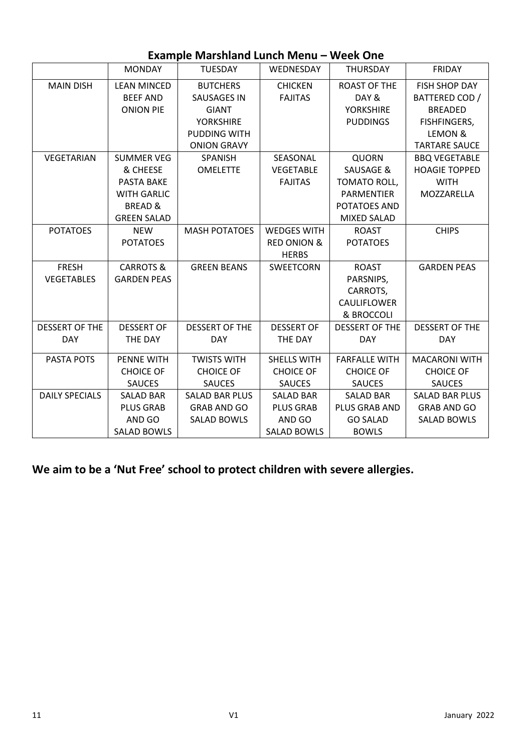## Example Marshland Lunch Menu – Week One

| | MONDAY | TUESDAY | WEDNESDAY | THURSDAY | FRIDAY |
|---|---|---|---|---|---|
| MAIN DISH | LEAN MINCED BEEF AND ONION PIE | BUTCHERS SAUSAGES IN GIANT YORKSHIRE PUDDING WITH ONION GRAVY | CHICKEN FAJITAS | ROAST OF THE DAY & YORKSHIRE PUDDINGS | FISH SHOP DAY BATTERED COD / BREADED FISHFINGERS, LEMON & TARTARE SAUCE |
| VEGETARIAN | SUMMER VEG & CHEESE PASTA BAKE WITH GARLIC BREAD & GREEN SALAD | SPANISH OMELETTE | SEASONAL VEGETABLE FAJITAS | QUORN SAUSAGE & TOMATO ROLL, PARMENTIER POTATOES AND MIXED SALAD | BBQ VEGETABLE HOAGIE TOPPED WITH MOZZARELLA |
| POTATOES | NEW POTATOES | MASH POTATOES | WEDGES WITH RED ONION & HERBS | ROAST POTATOES | CHIPS |
| FRESH VEGETABLES | CARROTS & GARDEN PEAS | GREEN BEANS | SWEETCORN | ROAST PARSNIPS, CARROTS, CAULIFLOWER & BROCCOLI | GARDEN PEAS |
| DESSERT OF THE DAY | DESSERT OF THE DAY | DESSERT OF THE DAY | DESSERT OF THE DAY | DESSERT OF THE DAY | DESSERT OF THE DAY |
| PASTA POTS | PENNE WITH CHOICE OF SAUCES | TWISTS WITH CHOICE OF SAUCES | SHELLS WITH CHOICE OF SAUCES | FARFALLE WITH CHOICE OF SAUCES | MACARONI WITH CHOICE OF SAUCES |
| DAILY SPECIALS | SALAD BAR PLUS GRAB AND GO SALAD BOWLS | SALAD BAR PLUS GRAB AND GO SALAD BOWLS | SALAD BAR PLUS GRAB AND GO SALAD BOWLS | SALAD BAR PLUS GRAB AND GO SALAD BOWLS | SALAD BAR PLUS GRAB AND GO SALAD BOWLS |

**We aim to be a 'Nut Free' school to protect children with severe allergies.**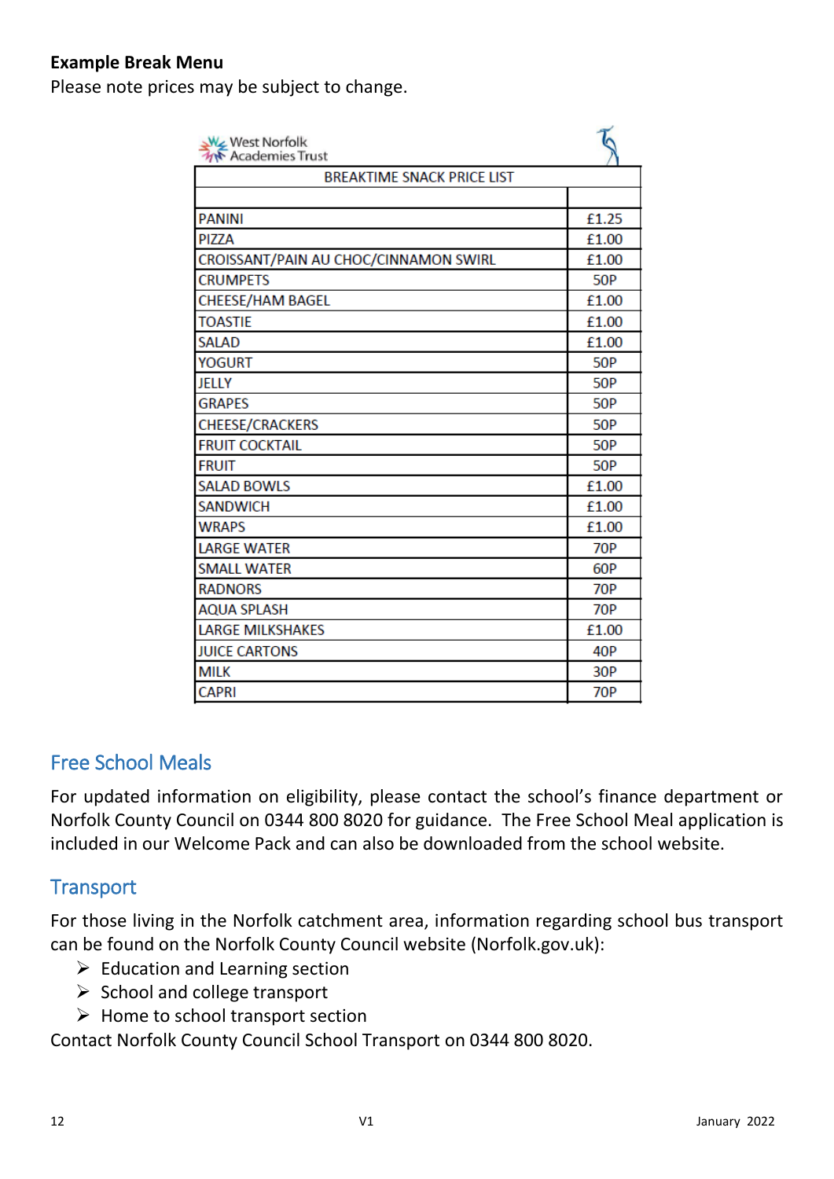**Example Break Menu**

Please note prices may be subject to change.

West Norfolk Academies Trust

| BREAKTIME SNACK PRICE LIST | |
|---|---|
| | |
| PANINI | £1.25 |
| PIZZA | £1.00 |
| CROISSANT/PAIN AU CHOC/CINNAMON SWIRL | £1.00 |
| CRUMPETS | 50P |
| CHEESE/HAM BAGEL | £1.00 |
| TOASTIE | £1.00 |
| SALAD | £1.00 |
| YOGURT | 50P |
| JELLY | 50P |
| GRAPES | 50P |
| CHEESE/CRACKERS | 50P |
| FRUIT COCKTAIL | 50P |
| FRUIT | 50P |
| SALAD BOWLS | £1.00 |
| SANDWICH | £1.00 |
| WRAPS | £1.00 |
| LARGE WATER | 70P |
| SMALL WATER | 60P |
| RADNORS | 70P |
| AQUA SPLASH | 70P |
| LARGE MILKSHAKES | £1.00 |
| JUICE CARTONS | 40P |
| MILK | 30P |
| CAPRI | 70P |

## Free School Meals

For updated information on eligibility, please contact the school's finance department or Norfolk County Council on 0344 800 8020 for guidance. The Free School Meal application is included in our Welcome Pack and can also be downloaded from the school website.

## Transport

For those living in the Norfolk catchment area, information regarding school bus transport can be found on the Norfolk County Council website (Norfolk.gov.uk):

- Education and Learning section
- School and college transport
- Home to school transport section

Contact Norfolk County Council School Transport on 0344 800 8020.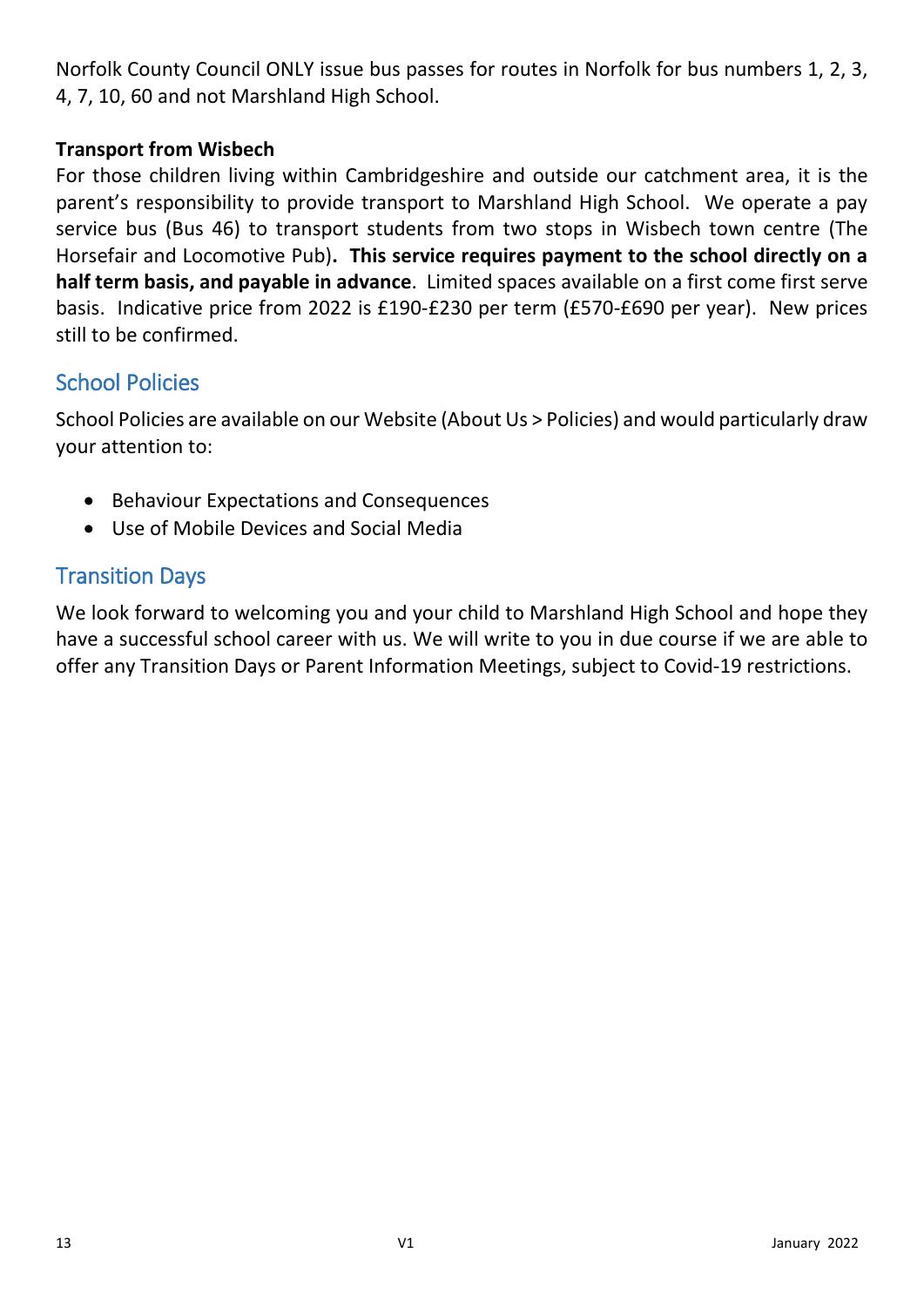Norfolk County Council ONLY issue bus passes for routes in Norfolk for bus numbers 1, 2, 3, 4, 7, 10, 60 and not Marshland High School.

**Transport from Wisbech**

For those children living within Cambridgeshire and outside our catchment area, it is the parent's responsibility to provide transport to Marshland High School. We operate a pay service bus (Bus 46) to transport students from two stops in Wisbech town centre (The Horsefair and Locomotive Pub)**. This service requires payment to the school directly on a half term basis, and payable in advance**. Limited spaces available on a first come first serve basis. Indicative price from 2022 is £190-£230 per term (£570-£690 per year). New prices still to be confirmed.

## School Policies

School Policies are available on our Website (About Us > Policies) and would particularly draw your attention to:

- Behaviour Expectations and Consequences
- Use of Mobile Devices and Social Media

## Transition Days

We look forward to welcoming you and your child to Marshland High School and hope they have a successful school career with us. We will write to you in due course if we are able to offer any Transition Days or Parent Information Meetings, subject to Covid-19 restrictions.